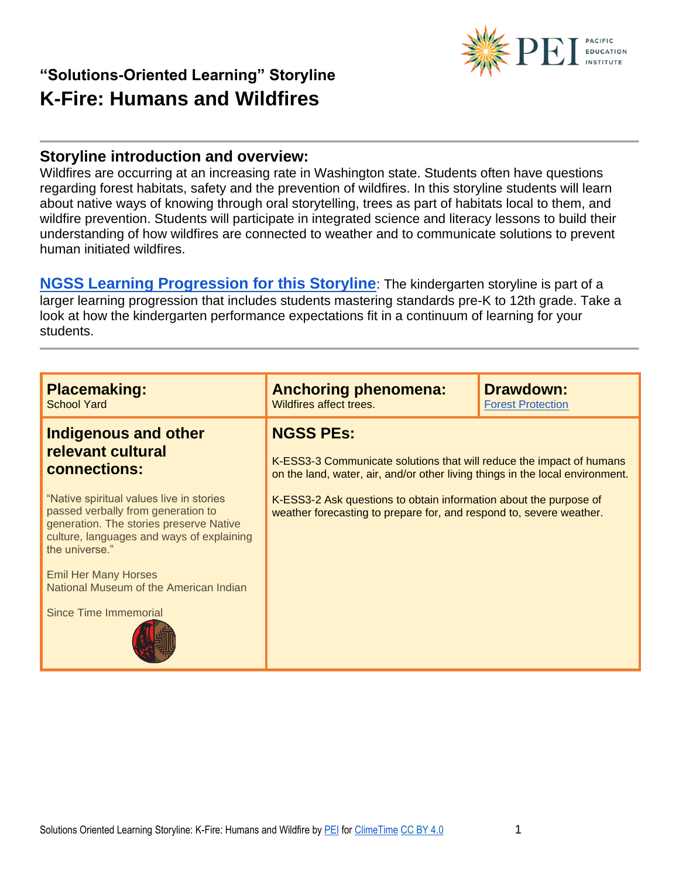## "Solutions-Oriented Learning" Storyline

# K-Fire: Humans and Wildfires

## Storyline introduction and overview:

Wildfires are occurring at an increasing rate in Washington state. Students often have questions regarding forest habitats, safety and the prevention of wildfires. In this storyline students will learn about native ways of knowing through oral storytelling, trees as part of habitats local to them, and wildfire prevention. Students will participate in integrated science and literacy lessons to build their understanding of how wildfires are connected to weather and to communicate solutions to prevent human initiated wildfires.

**NGSS Learning Progression for this Storyline**: The kindergarten storyline is part of a larger learning progression that includes students mastering standards pre-K to 12th grade. Take a look at how the kindergarten performance expectations fit in a continuum of learning for your students.

| **Placemaking:** School Yard | **Anchoring phenomena:** Wildfires affect trees. | **Drawdown:** Forest Protection |
|---|---|---|
| **Indigenous and other relevant cultural connections:**<br><br>"Native spiritual values live in stories passed verbally from generation to generation. The stories preserve Native culture, languages and ways of explaining the universe."<br><br>Emil Her Many Horses<br>National Museum of the American Indian<br><br>Since Time Immemorial | **NGSS PEs:**<br><br>K-ESS3-3 Communicate solutions that will reduce the impact of humans on the land, water, air, and/or other living things in the local environment.<br><br>K-ESS3-2 Ask questions to obtain information about the purpose of weather forecasting to prepare for, and respond to, severe weather. | |

Solutions Oriented Learning Storyline: K-Fire: Humans and Wildfire by PEI for ClimeTime CC BY 4.0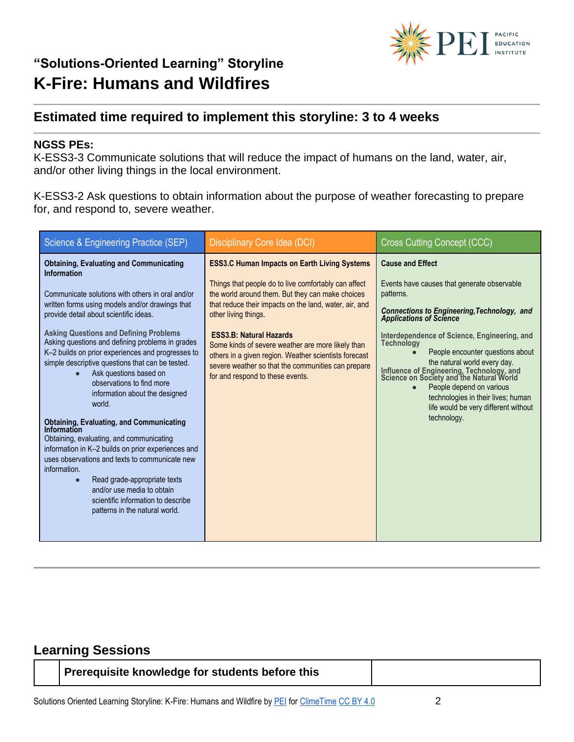## "Solutions-Oriented Learning" Storyline

# K-Fire: Humans and Wildfires

### Estimated time required to implement this storyline: 3 to 4 weeks

**NGSS PEs:**

K-ESS3-3 Communicate solutions that will reduce the impact of humans on the land, water, air, and/or other living things in the local environment.

K-ESS3-2 Ask questions to obtain information about the purpose of weather forecasting to prepare for, and respond to, severe weather.

| Science & Engineering Practice (SEP) | Disciplinary Core Idea (DCI) | Cross Cutting Concept (CCC) |
|---|---|---|
| **Obtaining, Evaluating and Communicating Information**<br><br>Communicate solutions with others in oral and/or written forms using models and/or drawings that provide detail about scientific ideas.<br><br>**Asking Questions and Defining Problems**<br>Asking questions and defining problems in grades K–2 builds on prior experiences and progresses to simple descriptive questions that can be tested.<br>• Ask questions based on observations to find more information about the designed world.<br><br>**Obtaining, Evaluating, and Communicating Information**<br>Obtaining, evaluating, and communicating information in K–2 builds on prior experiences and uses observations and texts to communicate new information.<br>• Read grade-appropriate texts and/or use media to obtain scientific information to describe patterns in the natural world. | **ESS3.C Human Impacts on Earth Living Systems**<br><br>Things that people do to live comfortably can affect the world around them. But they can make choices that reduce their impacts on the land, water, air, and other living things.<br><br>**ESS3.B: Natural Hazards**<br>Some kinds of severe weather are more likely than others in a given region. Weather scientists forecast severe weather so that the communities can prepare for and respond to these events. | **Cause and Effect**<br><br>Events have causes that generate observable patterns.<br><br>***Connections to Engineering,Technology, and Applications of Science***<br><br>**Interdependence of Science, Engineering, and Technology**<br>• People encounter questions about the natural world every day.<br>**Influence of Engineering, Technology, and Science on Society and the Natural World**<br>• People depend on various technologies in their lives; human life would be very different without technology. |

## Learning Sessions

| | Prerequisite knowledge for students before this | |
|---|---|---|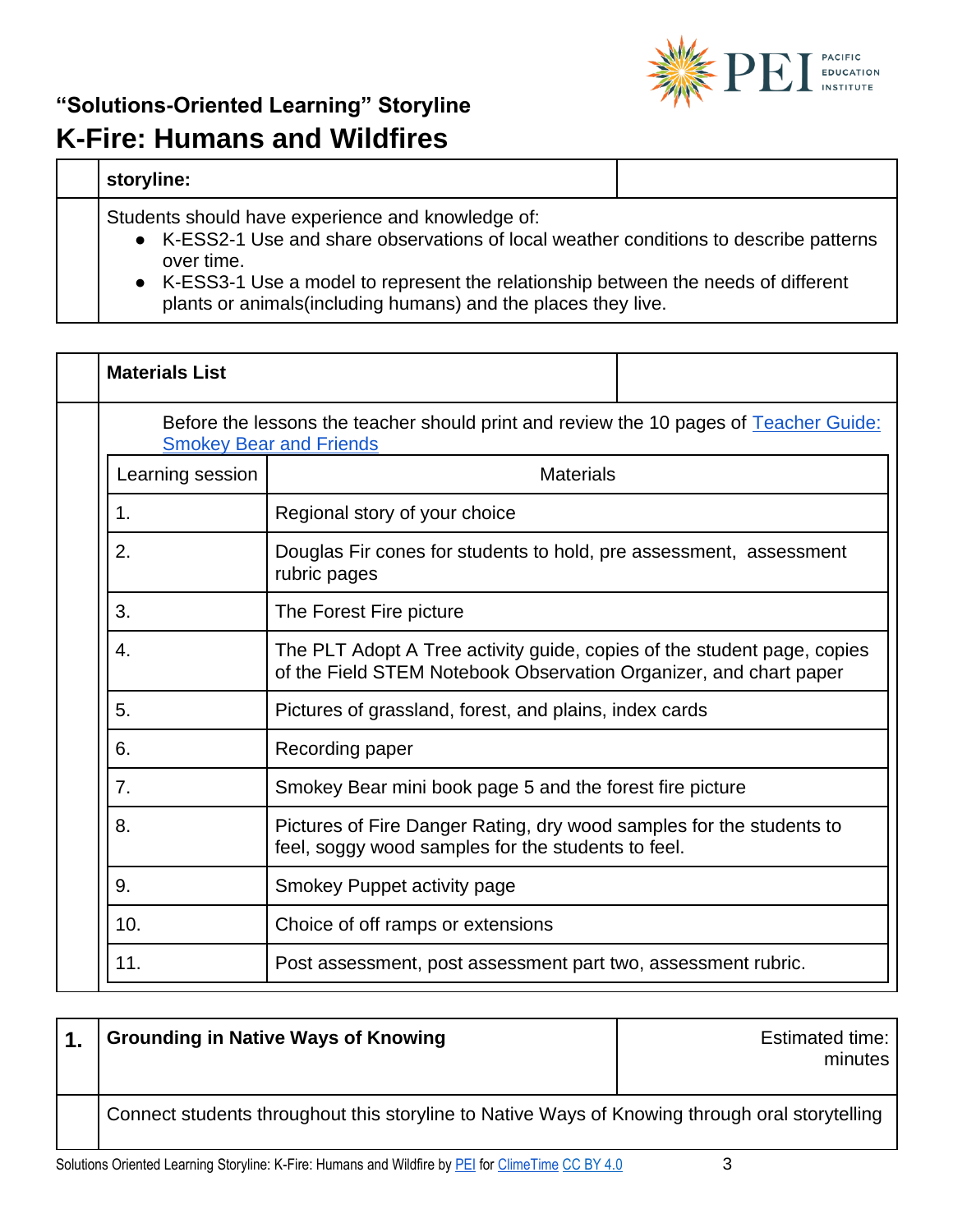## "Solutions-Oriented Learning" Storyline

# K-Fire: Humans and Wildfires

| | storyline: | |
|---|---|---|
| | Students should have experience and knowledge of:<br>● K-ESS2-1 Use and share observations of local weather conditions to describe patterns over time.<br>● K-ESS3-1 Use a model to represent the relationship between the needs of different plants or animals(including humans) and the places they live. | |

| | Materials List | |
|---|---|---|

Before the lessons the teacher should print and review the 10 pages of [Teacher Guide: Smokey Bear and Friends]()

| Learning session | Materials |
|---|---|
| 1. | Regional story of your choice |
| 2. | Douglas Fir cones for students to hold, pre assessment, assessment rubric pages |
| 3. | The Forest Fire picture |
| 4. | The PLT Adopt A Tree activity guide, copies of the student page, copies of the Field STEM Notebook Observation Organizer, and chart paper |
| 5. | Pictures of grassland, forest, and plains, index cards |
| 6. | Recording paper |
| 7. | Smokey Bear mini book page 5 and the forest fire picture |
| 8. | Pictures of Fire Danger Rating, dry wood samples for the students to feel, soggy wood samples for the students to feel. |
| 9. | Smokey Puppet activity page |
| 10. | Choice of off ramps or extensions |
| 11. | Post assessment, post assessment part two, assessment rubric. |

| 1. | Grounding in Native Ways of Knowing | Estimated time: minutes |
|---|---|---|
| | Connect students throughout this storyline to Native Ways of Knowing through oral storytelling | |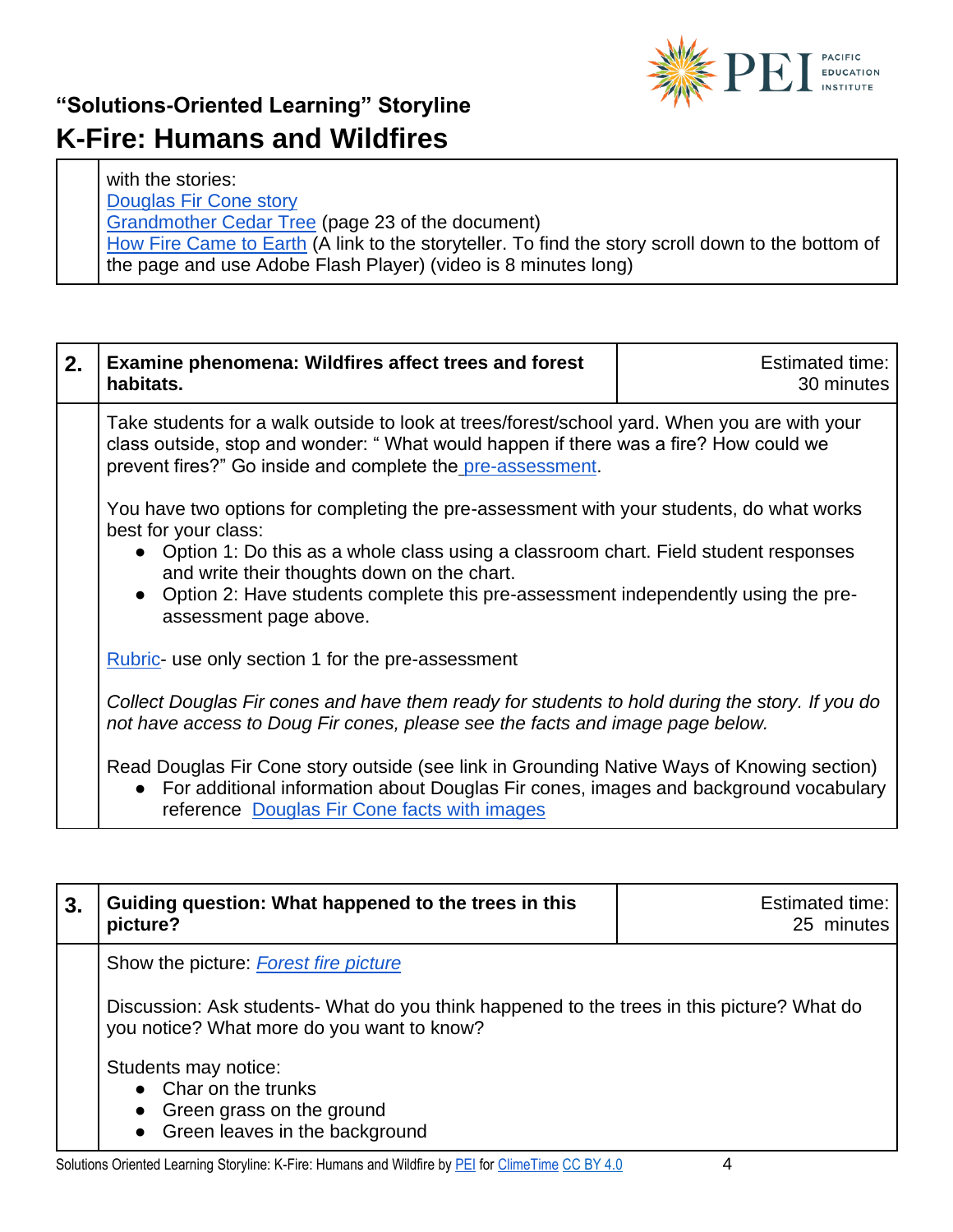| | |
|---|---|
| | with the stories:<br>Douglas Fir Cone story<br>Grandmother Cedar Tree (page 23 of the document)<br>How Fire Came to Earth (A link to the storyteller. To find the story scroll down to the bottom of the page and use Adobe Flash Player) (video is 8 minutes long) |

| 2. | Examine phenomena: Wildfires affect trees and forest habitats. | Estimated time: 30 minutes |
|---|---|---|
| | Take students for a walk outside to look at trees/forest/school yard. When you are with your class outside, stop and wonder: " What would happen if there was a fire? How could we prevent fires?" Go inside and complete the pre-assessment.<br><br>You have two options for completing the pre-assessment with your students, do what works best for your class:<br>• Option 1: Do this as a whole class using a classroom chart. Field student responses and write their thoughts down on the chart.<br>• Option 2: Have students complete this pre-assessment independently using the pre-assessment page above.<br><br>Rubric- use only section 1 for the pre-assessment<br><br>*Collect Douglas Fir cones and have them ready for students to hold during the story. If you do not have access to Doug Fir cones, please see the facts and image page below.*<br><br>Read Douglas Fir Cone story outside (see link in Grounding Native Ways of Knowing section)<br>• For additional information about Douglas Fir cones, images and background vocabulary reference Douglas Fir Cone facts with images | |

| 3. | Guiding question: What happened to the trees in this picture? | Estimated time: 25 minutes |
|---|---|---|
| | Show the picture: *Forest fire picture*<br><br>Discussion: Ask students- What do you think happened to the trees in this picture? What do you notice? What more do you want to know?<br><br>Students may notice:<br>• Char on the trunks<br>• Green grass on the ground<br>• Green leaves in the background | |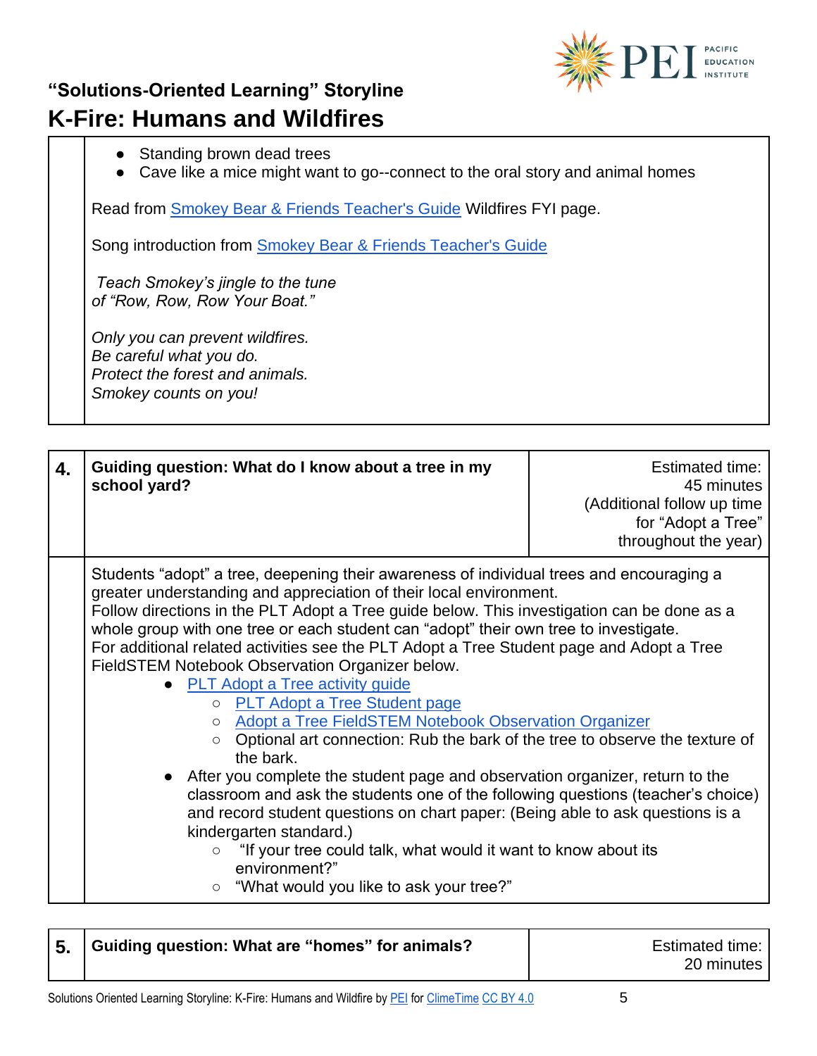- Standing brown dead trees
- Cave like a mice might want to go--connect to the oral story and animal homes

Read from Smokey Bear & Friends Teacher's Guide Wildfires FYI page.

Song introduction from Smokey Bear & Friends Teacher's Guide

*Teach Smokey's jingle to the tune of "Row, Row, Row Your Boat."*

*Only you can prevent wildfires.*
*Be careful what you do.*
*Protect the forest and animals.*
*Smokey counts on you!*

| 4. | **Guiding question: What do I know about a tree in my school yard?** | Estimated time: 45 minutes (Additional follow up time for "Adopt a Tree" throughout the year) |
|---|---|---|

Students "adopt" a tree, deepening their awareness of individual trees and encouraging a greater understanding and appreciation of their local environment.
Follow directions in the PLT Adopt a Tree guide below. This investigation can be done as a whole group with one tree or each student can "adopt" their own tree to investigate.
For additional related activities see the PLT Adopt a Tree Student page and Adopt a Tree FieldSTEM Notebook Observation Organizer below.

- PLT Adopt a Tree activity guide
  - PLT Adopt a Tree Student page
  - Adopt a Tree FieldSTEM Notebook Observation Organizer
  - Optional art connection: Rub the bark of the tree to observe the texture of the bark.
- After you complete the student page and observation organizer, return to the classroom and ask the students one of the following questions (teacher's choice) and record student questions on chart paper: (Being able to ask questions is a kindergarten standard.)
  - "If your tree could talk, what would it want to know about its environment?"
  - "What would you like to ask your tree?"

| 5. | **Guiding question: What are "homes" for animals?** | Estimated time: 20 minutes |
|---|---|---|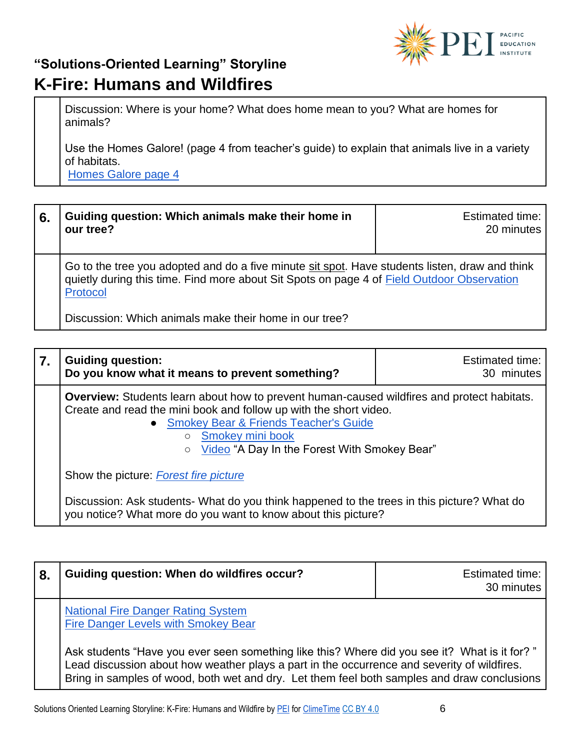## "Solutions-Oriented Learning" Storyline

# K-Fire: Humans and Wildfires

| | |
|---|---|
| | Discussion: Where is your home? What does home mean to you? What are homes for animals?<br><br>Use the Homes Galore! (page 4 from teacher's guide) to explain that animals live in a variety of habitats.<br>Homes Galore page 4 |

| 6. | Guiding question: Which animals make their home in our tree? | Estimated time: 20 minutes |
|---|---|---|
| | Go to the tree you adopted and do a five minute sit spot. Have students listen, draw and think quietly during this time. Find more about Sit Spots on page 4 of Field Outdoor Observation Protocol<br><br>Discussion: Which animals make their home in our tree? | |

| 7. | Guiding question:<br>Do you know what it means to prevent something? | Estimated time: 30 minutes |
|---|---|---|
| | **Overview:** Students learn about how to prevent human-caused wildfires and protect habitats. Create and read the mini book and follow up with the short video.<br>• Smokey Bear & Friends Teacher's Guide<br>  ○ Smokey mini book<br>  ○ Video "A Day In the Forest With Smokey Bear"<br><br>Show the picture: *Forest fire picture*<br><br>Discussion: Ask students- What do you think happened to the trees in this picture? What do you notice? What more do you want to know about this picture? | |

| 8. | Guiding question: When do wildfires occur? | Estimated time: 30 minutes |
|---|---|---|
| | National Fire Danger Rating System<br>Fire Danger Levels with Smokey Bear<br><br>Ask students "Have you ever seen something like this? Where did you see it? What is it for? "<br>Lead discussion about how weather plays a part in the occurrence and severity of wildfires.<br>Bring in samples of wood, both wet and dry. Let them feel both samples and draw conclusions | |

Solutions Oriented Learning Storyline: K-Fire: Humans and Wildfire by PEI for ClimeTime CC BY 4.0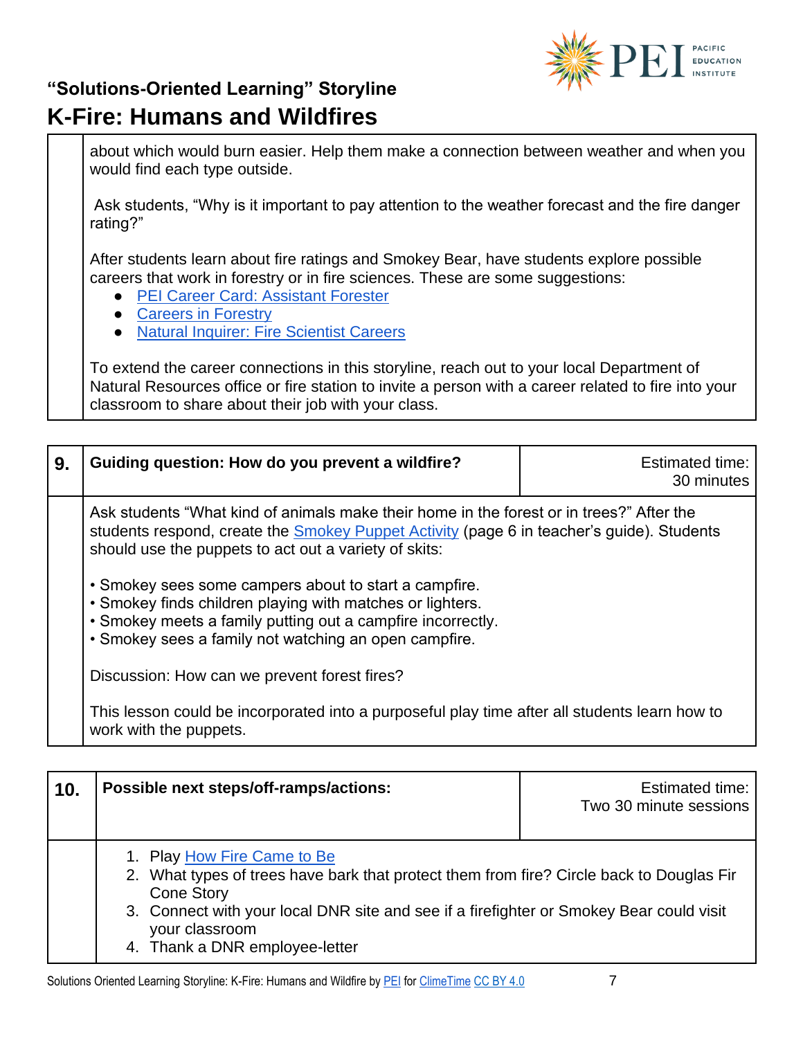about which would burn easier. Help them make a connection between weather and when you would find each type outside.

Ask students, "Why is it important to pay attention to the weather forecast and the fire danger rating?"

After students learn about fire ratings and Smokey Bear, have students explore possible careers that work in forestry or in fire sciences. These are some suggestions:

- PEI Career Card: Assistant Forester
- Careers in Forestry
- Natural Inquirer: Fire Scientist Careers

To extend the career connections in this storyline, reach out to your local Department of Natural Resources office or fire station to invite a person with a career related to fire into your classroom to share about their job with your class.

| 9. | Guiding question: How do you prevent a wildfire? | Estimated time: 30 minutes |
|---|---|---|
| | Ask students "What kind of animals make their home in the forest or in trees?" After the students respond, create the Smokey Puppet Activity (page 6 in teacher's guide). Students should use the puppets to act out a variety of skits:<br><br>• Smokey sees some campers about to start a campfire.<br>• Smokey finds children playing with matches or lighters.<br>• Smokey meets a family putting out a campfire incorrectly.<br>• Smokey sees a family not watching an open campfire.<br><br>Discussion: How can we prevent forest fires?<br><br>This lesson could be incorporated into a purposeful play time after all students learn how to work with the puppets. | |

| 10. | Possible next steps/off-ramps/actions: | Estimated time: Two 30 minute sessions |
|---|---|---|
| | 1. Play How Fire Came to Be<br>2. What types of trees have bark that protect them from fire? Circle back to Douglas Fir Cone Story<br>3. Connect with your local DNR site and see if a firefighter or Smokey Bear could visit your classroom<br>4. Thank a DNR employee-letter | |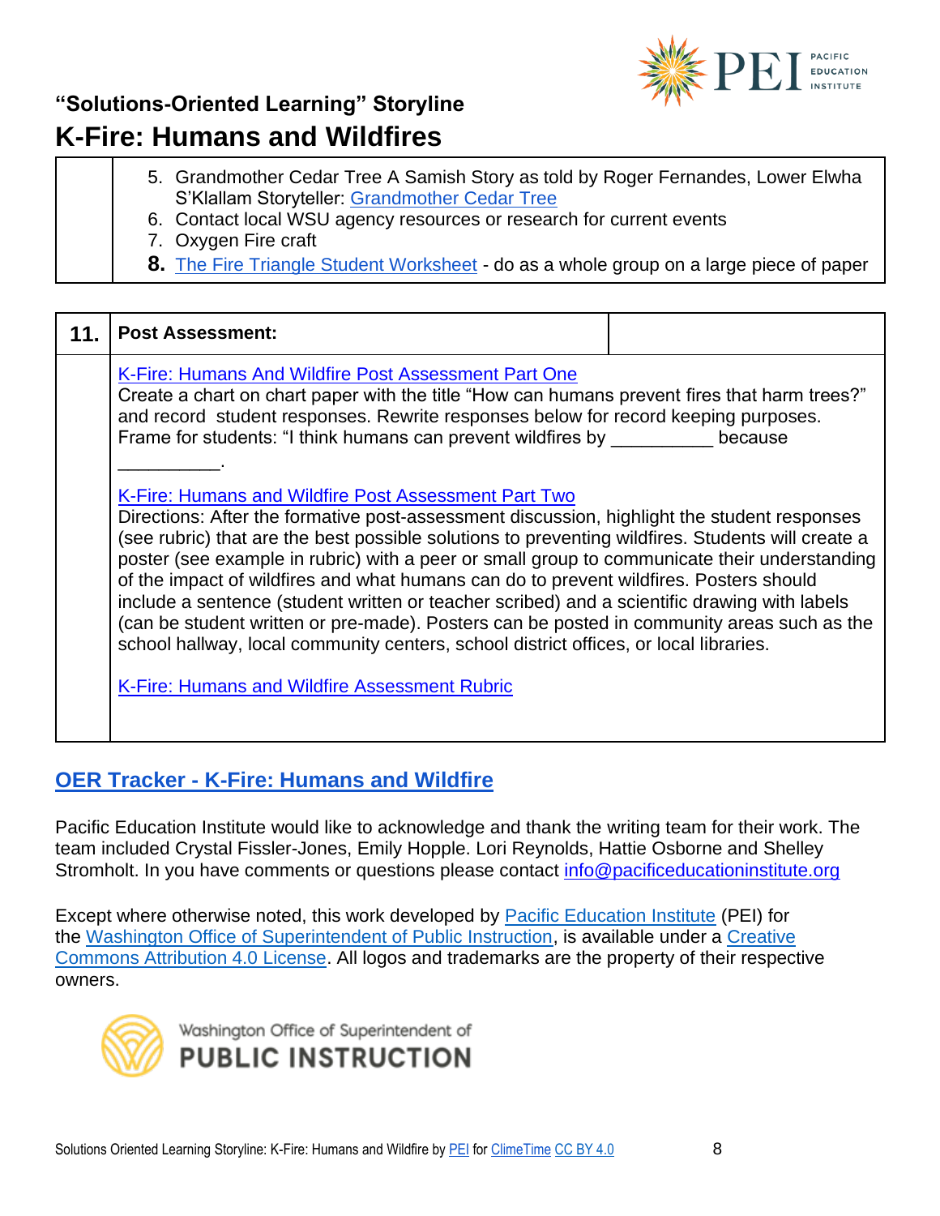## "Solutions-Oriented Learning" Storyline

# K-Fire: Humans and Wildfires

| | |
|---|---|
| | 5. Grandmother Cedar Tree A Samish Story as told by Roger Fernandes, Lower Elwha S'Klallam Storyteller: Grandmother Cedar Tree<br>6. Contact local WSU agency resources or research for current events<br>7. Oxygen Fire craft<br>8. The Fire Triangle Student Worksheet - do as a whole group on a large piece of paper |

| 11. | Post Assessment: | |
|---|---|---|
| | K-Fire: Humans And Wildfire Post Assessment Part One<br>Create a chart on chart paper with the title "How can humans prevent fires that harm trees?" and record student responses. Rewrite responses below for record keeping purposes. Frame for students: "I think humans can prevent wildfires by __________ because __________.<br><br>K-Fire: Humans and Wildfire Post Assessment Part Two<br>Directions: After the formative post-assessment discussion, highlight the student responses (see rubric) that are the best possible solutions to preventing wildfires. Students will create a poster (see example in rubric) with a peer or small group to communicate their understanding of the impact of wildfires and what humans can do to prevent wildfires. Posters should include a sentence (student written or teacher scribed) and a scientific drawing with labels (can be student written or pre-made). Posters can be posted in community areas such as the school hallway, local community centers, school district offices, or local libraries.<br><br>K-Fire: Humans and Wildfire Assessment Rubric | |

## OER Tracker - K-Fire: Humans and Wildfire

Pacific Education Institute would like to acknowledge and thank the writing team for their work. The team included Crystal Fissler-Jones, Emily Hopple. Lori Reynolds, Hattie Osborne and Shelley Stromholt. In you have comments or questions please contact info@pacificeducationinstitute.org

Except where otherwise noted, this work developed by Pacific Education Institute (PEI) for the Washington Office of Superintendent of Public Instruction, is available under a Creative Commons Attribution 4.0 License. All logos and trademarks are the property of their respective owners.

Washington Office of Superintendent of PUBLIC INSTRUCTION